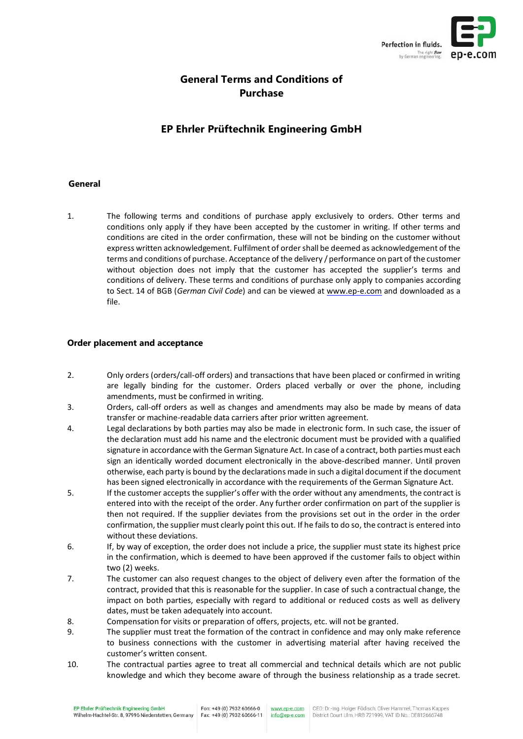# General Terms and Conditions of Purchase

## EP Ehrler Prüftechnik Engineering GmbH

### General

1. The following terms and conditions of purchase apply exclusively to orders. Other terms and conditions only apply if they have been accepted by the customer in writing. If other terms and conditions are cited in the order confirmation, these will not be binding on the customer without express written acknowledgement. Fulfilment of order shall be deemed as acknowledgement of the terms and conditions of purchase. Acceptance of the delivery / performance on part of the customer without objection does not imply that the customer has accepted the supplier's terms and conditions of delivery. These terms and conditions of purchase only apply to companies according to Sect. 14 of BGB (*German Civil Code*) and can be viewed at www.ep-e.com and downloaded as a file.

### Order placement and acceptance

2. Only orders (orders/call-off orders) and transactions that have been placed or confirmed in writing are legally binding for the customer. Orders placed verbally or over the phone, including amendments, must be confirmed in writing.
3. Orders, call-off orders as well as changes and amendments may also be made by means of data transfer or machine-readable data carriers after prior written agreement.
4. Legal declarations by both parties may also be made in electronic form. In such case, the issuer of the declaration must add his name and the electronic document must be provided with a qualified signature in accordance with the German Signature Act. In case of a contract, both parties must each sign an identically worded document electronically in the above-described manner. Until proven otherwise, each party is bound by the declarations made in such a digital document if the document has been signed electronically in accordance with the requirements of the German Signature Act.
5. If the customer accepts the supplier's offer with the order without any amendments, the contract is entered into with the receipt of the order. Any further order confirmation on part of the supplier is then not required. If the supplier deviates from the provisions set out in the order in the order confirmation, the supplier must clearly point this out. If he fails to do so, the contract is entered into without these deviations.
6. If, by way of exception, the order does not include a price, the supplier must state its highest price in the confirmation, which is deemed to have been approved if the customer fails to object within two (2) weeks.
7. The customer can also request changes to the object of delivery even after the formation of the contract, provided that this is reasonable for the supplier. In case of such a contractual change, the impact on both parties, especially with regard to additional or reduced costs as well as delivery dates, must be taken adequately into account.
8. Compensation for visits or preparation of offers, projects, etc. will not be granted.
9. The supplier must treat the formation of the contract in confidence and may only make reference to business connections with the customer in advertising material after having received the customer's written consent.
10. The contractual parties agree to treat all commercial and technical details which are not public knowledge and which they become aware of through the business relationship as a trade secret.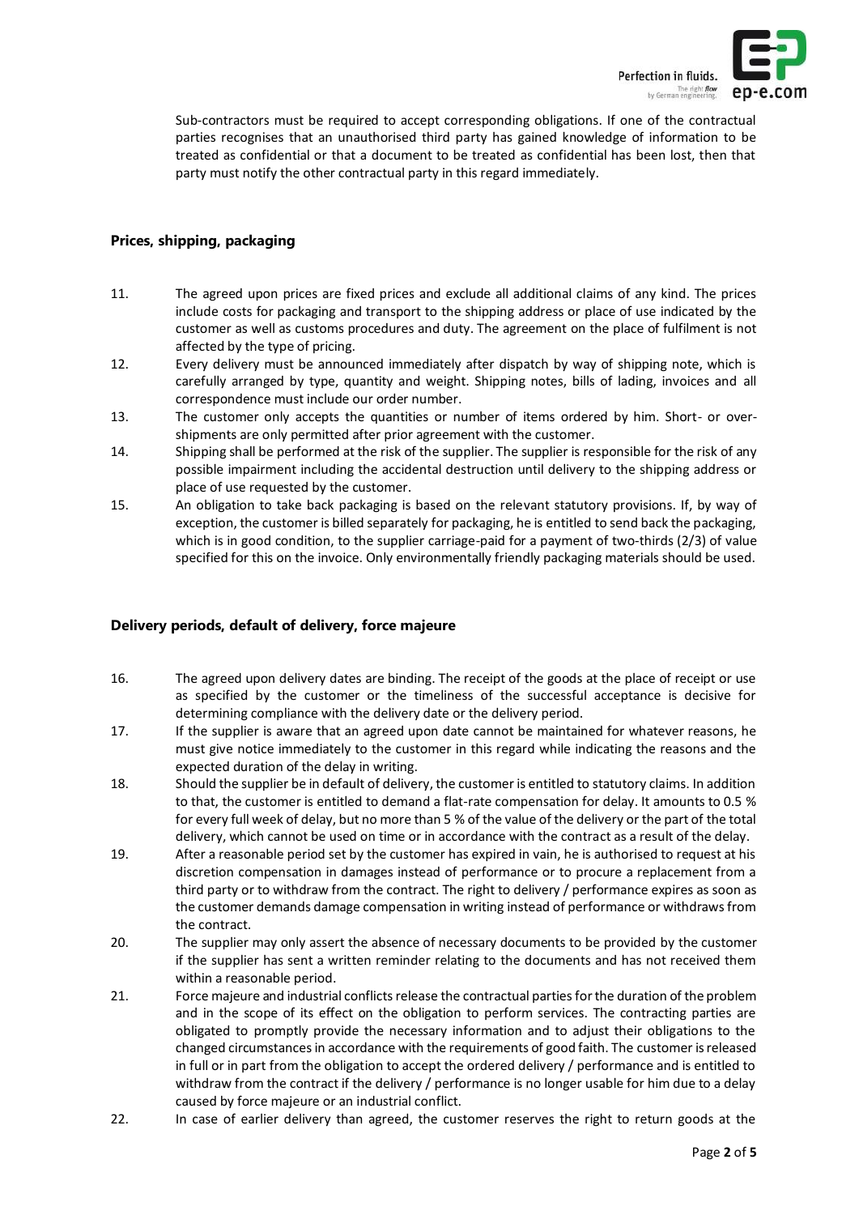Sub-contractors must be required to accept corresponding obligations. If one of the contractual parties recognises that an unauthorised third party has gained knowledge of information to be treated as confidential or that a document to be treated as confidential has been lost, then that party must notify the other contractual party in this regard immediately.

### Prices, shipping, packaging

11. The agreed upon prices are fixed prices and exclude all additional claims of any kind. The prices include costs for packaging and transport to the shipping address or place of use indicated by the customer as well as customs procedures and duty. The agreement on the place of fulfilment is not affected by the type of pricing.
12. Every delivery must be announced immediately after dispatch by way of shipping note, which is carefully arranged by type, quantity and weight. Shipping notes, bills of lading, invoices and all correspondence must include our order number.
13. The customer only accepts the quantities or number of items ordered by him. Short- or over-shipments are only permitted after prior agreement with the customer.
14. Shipping shall be performed at the risk of the supplier. The supplier is responsible for the risk of any possible impairment including the accidental destruction until delivery to the shipping address or place of use requested by the customer.
15. An obligation to take back packaging is based on the relevant statutory provisions. If, by way of exception, the customer is billed separately for packaging, he is entitled to send back the packaging, which is in good condition, to the supplier carriage-paid for a payment of two-thirds (2/3) of value specified for this on the invoice. Only environmentally friendly packaging materials should be used.

### Delivery periods, default of delivery, force majeure

16. The agreed upon delivery dates are binding. The receipt of the goods at the place of receipt or use as specified by the customer or the timeliness of the successful acceptance is decisive for determining compliance with the delivery date or the delivery period.
17. If the supplier is aware that an agreed upon date cannot be maintained for whatever reasons, he must give notice immediately to the customer in this regard while indicating the reasons and the expected duration of the delay in writing.
18. Should the supplier be in default of delivery, the customer is entitled to statutory claims. In addition to that, the customer is entitled to demand a flat-rate compensation for delay. It amounts to 0.5 % for every full week of delay, but no more than 5 % of the value of the delivery or the part of the total delivery, which cannot be used on time or in accordance with the contract as a result of the delay.
19. After a reasonable period set by the customer has expired in vain, he is authorised to request at his discretion compensation in damages instead of performance or to procure a replacement from a third party or to withdraw from the contract. The right to delivery / performance expires as soon as the customer demands damage compensation in writing instead of performance or withdraws from the contract.
20. The supplier may only assert the absence of necessary documents to be provided by the customer if the supplier has sent a written reminder relating to the documents and has not received them within a reasonable period.
21. Force majeure and industrial conflicts release the contractual parties for the duration of the problem and in the scope of its effect on the obligation to perform services. The contracting parties are obligated to promptly provide the necessary information and to adjust their obligations to the changed circumstances in accordance with the requirements of good faith. The customer is released in full or in part from the obligation to accept the ordered delivery / performance and is entitled to withdraw from the contract if the delivery / performance is no longer usable for him due to a delay caused by force majeure or an industrial conflict.
22. In case of earlier delivery than agreed, the customer reserves the right to return goods at the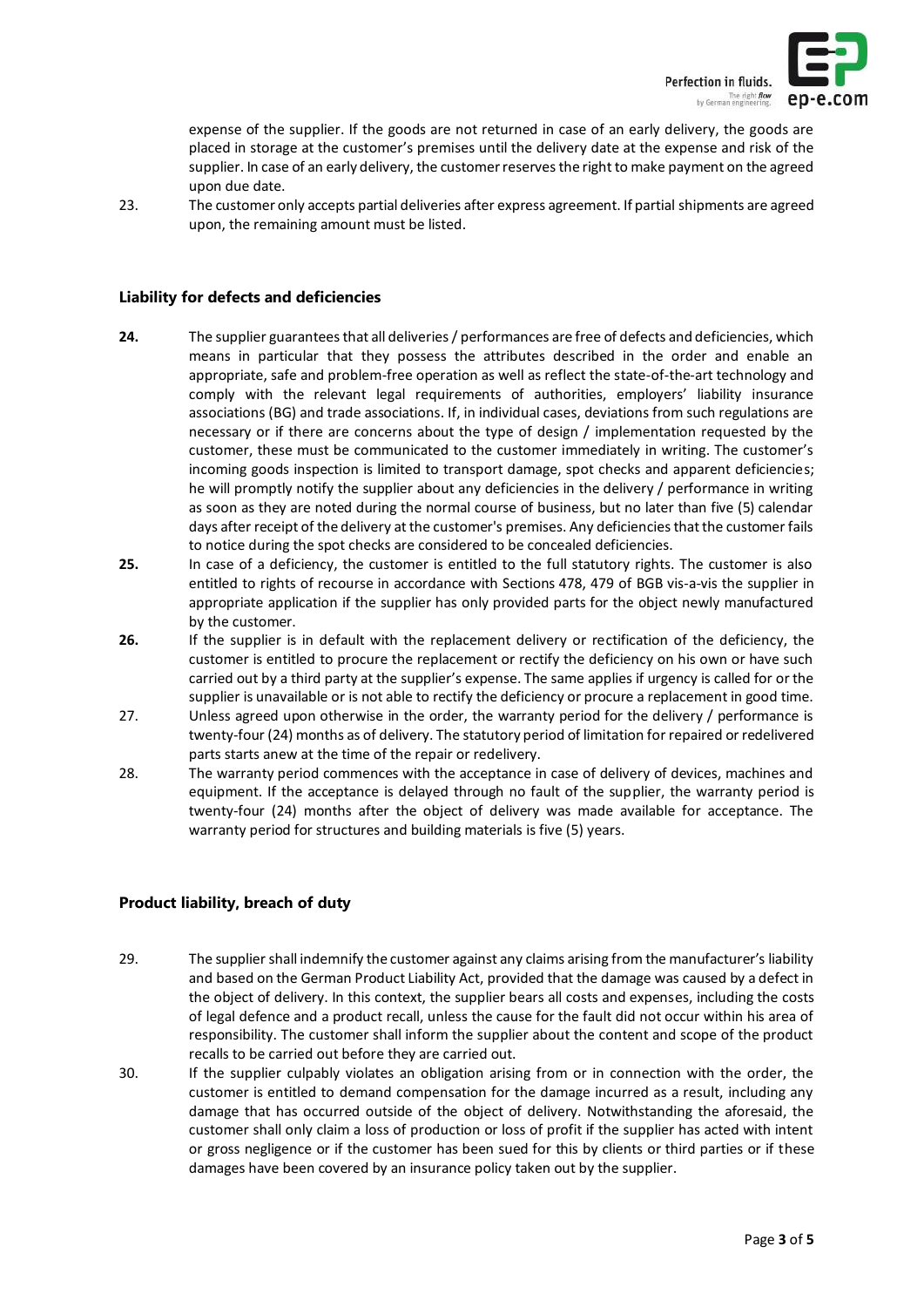expense of the supplier. If the goods are not returned in case of an early delivery, the goods are placed in storage at the customer's premises until the delivery date at the expense and risk of the supplier. In case of an early delivery, the customer reserves the right to make payment on the agreed upon due date.

23. The customer only accepts partial deliveries after express agreement. If partial shipments are agreed upon, the remaining amount must be listed.

## Liability for defects and deficiencies

**24.** The supplier guarantees that all deliveries / performances are free of defects and deficiencies, which means in particular that they possess the attributes described in the order and enable an appropriate, safe and problem-free operation as well as reflect the state-of-the-art technology and comply with the relevant legal requirements of authorities, employers' liability insurance associations (BG) and trade associations. If, in individual cases, deviations from such regulations are necessary or if there are concerns about the type of design / implementation requested by the customer, these must be communicated to the customer immediately in writing. The customer's incoming goods inspection is limited to transport damage, spot checks and apparent deficiencies; he will promptly notify the supplier about any deficiencies in the delivery / performance in writing as soon as they are noted during the normal course of business, but no later than five (5) calendar days after receipt of the delivery at the customer's premises. Any deficiencies that the customer fails to notice during the spot checks are considered to be concealed deficiencies.

**25.** In case of a deficiency, the customer is entitled to the full statutory rights. The customer is also entitled to rights of recourse in accordance with Sections 478, 479 of BGB vis-a-vis the supplier in appropriate application if the supplier has only provided parts for the object newly manufactured by the customer.

**26.** If the supplier is in default with the replacement delivery or rectification of the deficiency, the customer is entitled to procure the replacement or rectify the deficiency on his own or have such carried out by a third party at the supplier's expense. The same applies if urgency is called for or the supplier is unavailable or is not able to rectify the deficiency or procure a replacement in good time.

27. Unless agreed upon otherwise in the order, the warranty period for the delivery / performance is twenty-four (24) months as of delivery. The statutory period of limitation for repaired or redelivered parts starts anew at the time of the repair or redelivery.

28. The warranty period commences with the acceptance in case of delivery of devices, machines and equipment. If the acceptance is delayed through no fault of the supplier, the warranty period is twenty-four (24) months after the object of delivery was made available for acceptance. The warranty period for structures and building materials is five (5) years.

## Product liability, breach of duty

29. The supplier shall indemnify the customer against any claims arising from the manufacturer's liability and based on the German Product Liability Act, provided that the damage was caused by a defect in the object of delivery. In this context, the supplier bears all costs and expenses, including the costs of legal defence and a product recall, unless the cause for the fault did not occur within his area of responsibility. The customer shall inform the supplier about the content and scope of the product recalls to be carried out before they are carried out.

30. If the supplier culpably violates an obligation arising from or in connection with the order, the customer is entitled to demand compensation for the damage incurred as a result, including any damage that has occurred outside of the object of delivery. Notwithstanding the aforesaid, the customer shall only claim a loss of production or loss of profit if the supplier has acted with intent or gross negligence or if the customer has been sued for this by clients or third parties or if these damages have been covered by an insurance policy taken out by the supplier.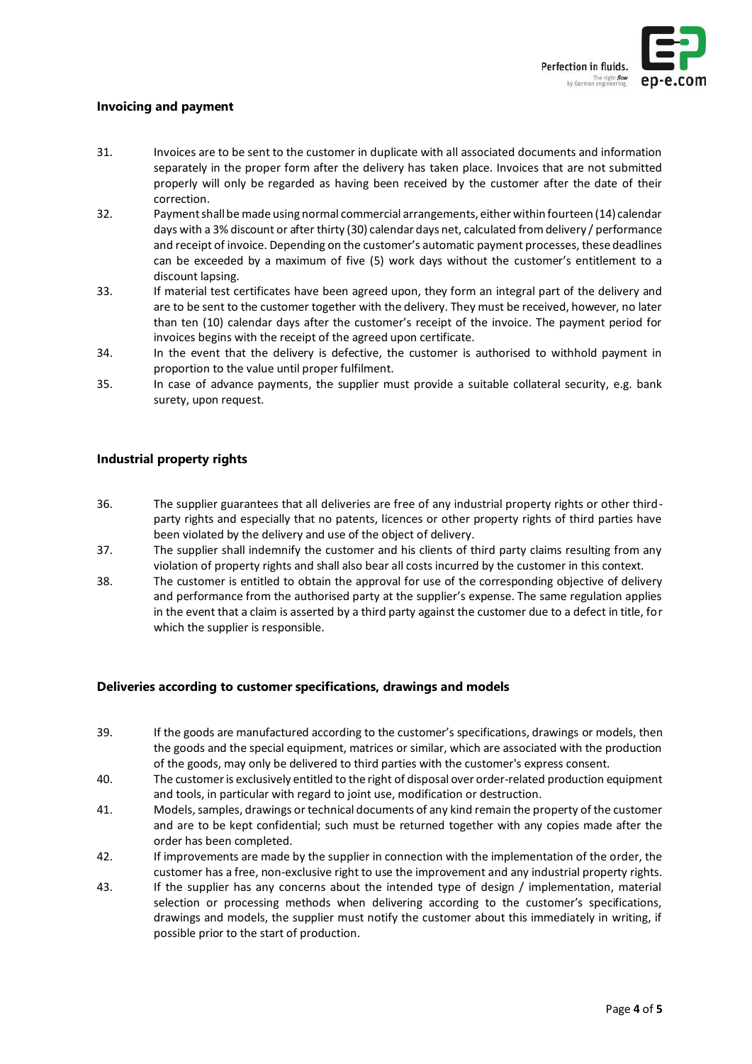## Invoicing and payment

31. Invoices are to be sent to the customer in duplicate with all associated documents and information separately in the proper form after the delivery has taken place. Invoices that are not submitted properly will only be regarded as having been received by the customer after the date of their correction.
32. Payment shall be made using normal commercial arrangements, either within fourteen (14) calendar days with a 3% discount or after thirty (30) calendar days net, calculated from delivery / performance and receipt of invoice. Depending on the customer's automatic payment processes, these deadlines can be exceeded by a maximum of five (5) work days without the customer's entitlement to a discount lapsing.
33. If material test certificates have been agreed upon, they form an integral part of the delivery and are to be sent to the customer together with the delivery. They must be received, however, no later than ten (10) calendar days after the customer's receipt of the invoice. The payment period for invoices begins with the receipt of the agreed upon certificate.
34. In the event that the delivery is defective, the customer is authorised to withhold payment in proportion to the value until proper fulfilment.
35. In case of advance payments, the supplier must provide a suitable collateral security, e.g. bank surety, upon request.

## Industrial property rights

36. The supplier guarantees that all deliveries are free of any industrial property rights or other third-party rights and especially that no patents, licences or other property rights of third parties have been violated by the delivery and use of the object of delivery.
37. The supplier shall indemnify the customer and his clients of third party claims resulting from any violation of property rights and shall also bear all costs incurred by the customer in this context.
38. The customer is entitled to obtain the approval for use of the corresponding objective of delivery and performance from the authorised party at the supplier's expense. The same regulation applies in the event that a claim is asserted by a third party against the customer due to a defect in title, for which the supplier is responsible.

## Deliveries according to customer specifications, drawings and models

39. If the goods are manufactured according to the customer's specifications, drawings or models, then the goods and the special equipment, matrices or similar, which are associated with the production of the goods, may only be delivered to third parties with the customer's express consent.
40. The customer is exclusively entitled to the right of disposal over order-related production equipment and tools, in particular with regard to joint use, modification or destruction.
41. Models, samples, drawings or technical documents of any kind remain the property of the customer and are to be kept confidential; such must be returned together with any copies made after the order has been completed.
42. If improvements are made by the supplier in connection with the implementation of the order, the customer has a free, non-exclusive right to use the improvement and any industrial property rights.
43. If the supplier has any concerns about the intended type of design / implementation, material selection or processing methods when delivering according to the customer's specifications, drawings and models, the supplier must notify the customer about this immediately in writing, if possible prior to the start of production.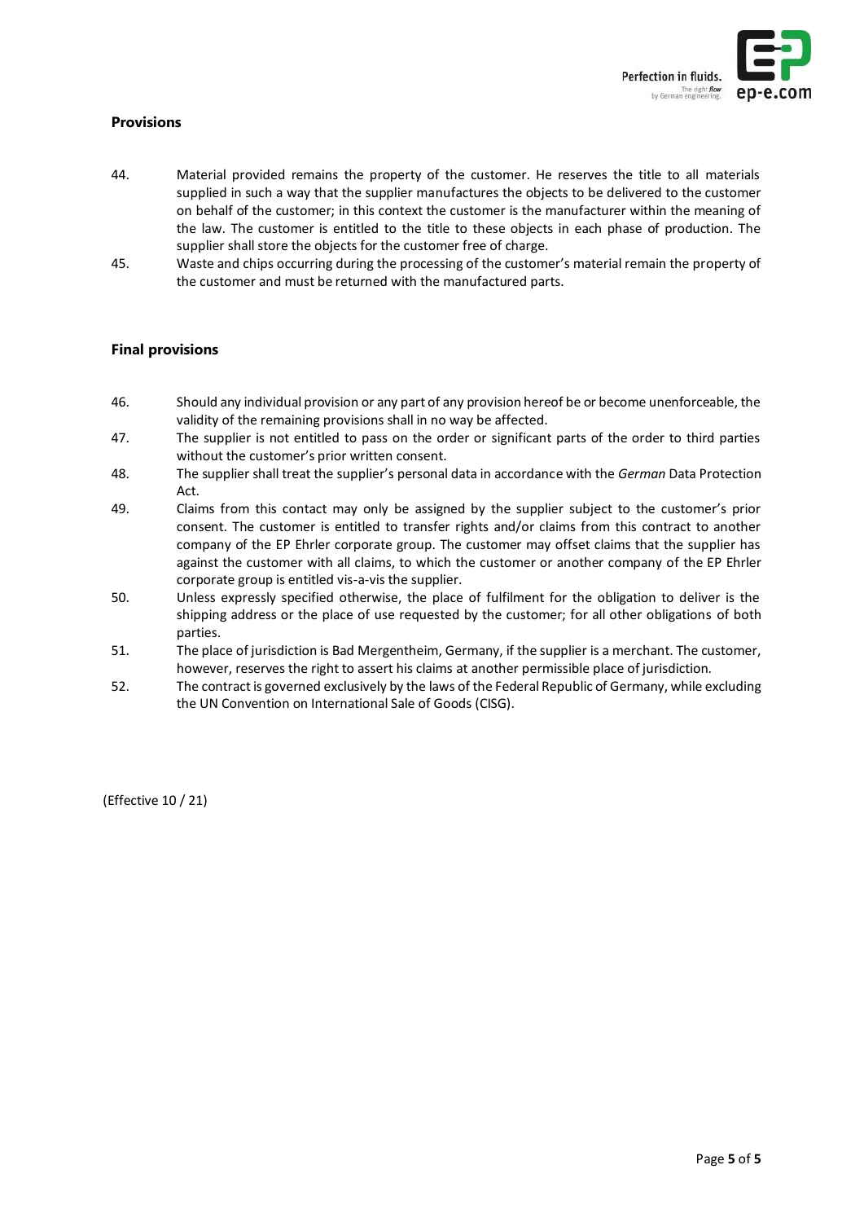## Provisions

44. Material provided remains the property of the customer. He reserves the title to all materials supplied in such a way that the supplier manufactures the objects to be delivered to the customer on behalf of the customer; in this context the customer is the manufacturer within the meaning of the law. The customer is entitled to the title to these objects in each phase of production. The supplier shall store the objects for the customer free of charge.
45. Waste and chips occurring during the processing of the customer's material remain the property of the customer and must be returned with the manufactured parts.

## Final provisions

46. Should any individual provision or any part of any provision hereof be or become unenforceable, the validity of the remaining provisions shall in no way be affected.
47. The supplier is not entitled to pass on the order or significant parts of the order to third parties without the customer's prior written consent.
48. The supplier shall treat the supplier's personal data in accordance with the *German* Data Protection Act.
49. Claims from this contact may only be assigned by the supplier subject to the customer's prior consent. The customer is entitled to transfer rights and/or claims from this contract to another company of the EP Ehrler corporate group. The customer may offset claims that the supplier has against the customer with all claims, to which the customer or another company of the EP Ehrler corporate group is entitled vis-a-vis the supplier.
50. Unless expressly specified otherwise, the place of fulfilment for the obligation to deliver is the shipping address or the place of use requested by the customer; for all other obligations of both parties.
51. The place of jurisdiction is Bad Mergentheim, Germany, if the supplier is a merchant. The customer, however, reserves the right to assert his claims at another permissible place of jurisdiction.
52. The contract is governed exclusively by the laws of the Federal Republic of Germany, while excluding the UN Convention on International Sale of Goods (CISG).

(Effective 10 / 21)